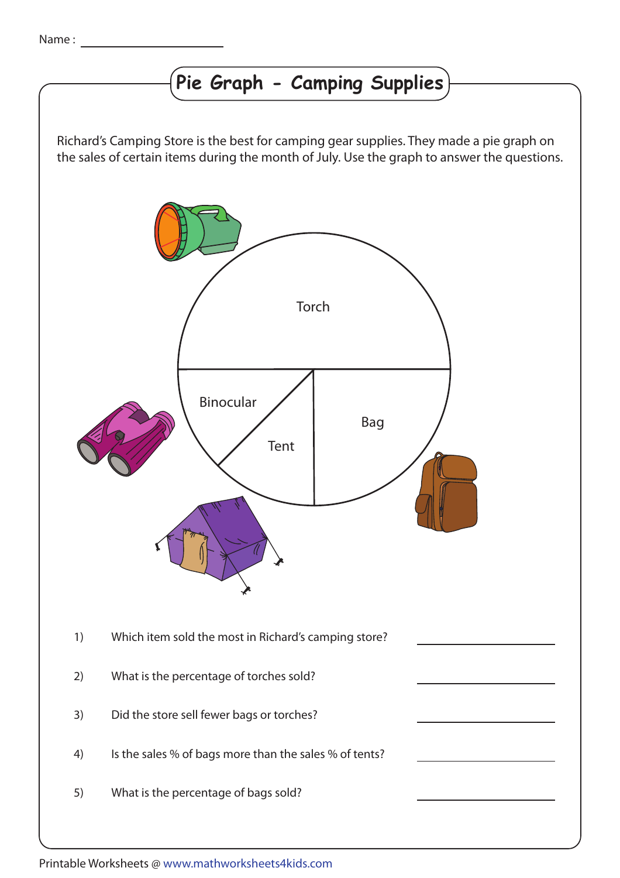Name : ____________________

# Pie Graph - Camping Supplies

Richard's Camping Store is the best for camping gear supplies. They made a pie graph on the sales of certain items during the month of July. Use the graph to answer the questions.

Torch

Binocular

Tent

Bag

1) Which item sold the most in Richard's camping store? ____________________

2) What is the percentage of torches sold? ____________________

3) Did the store sell fewer bags or torches? ____________________

4) Is the sales % of bags more than the sales % of tents? ____________________

5) What is the percentage of bags sold? ____________________

Printable Worksheets @ www.mathworksheets4kids.com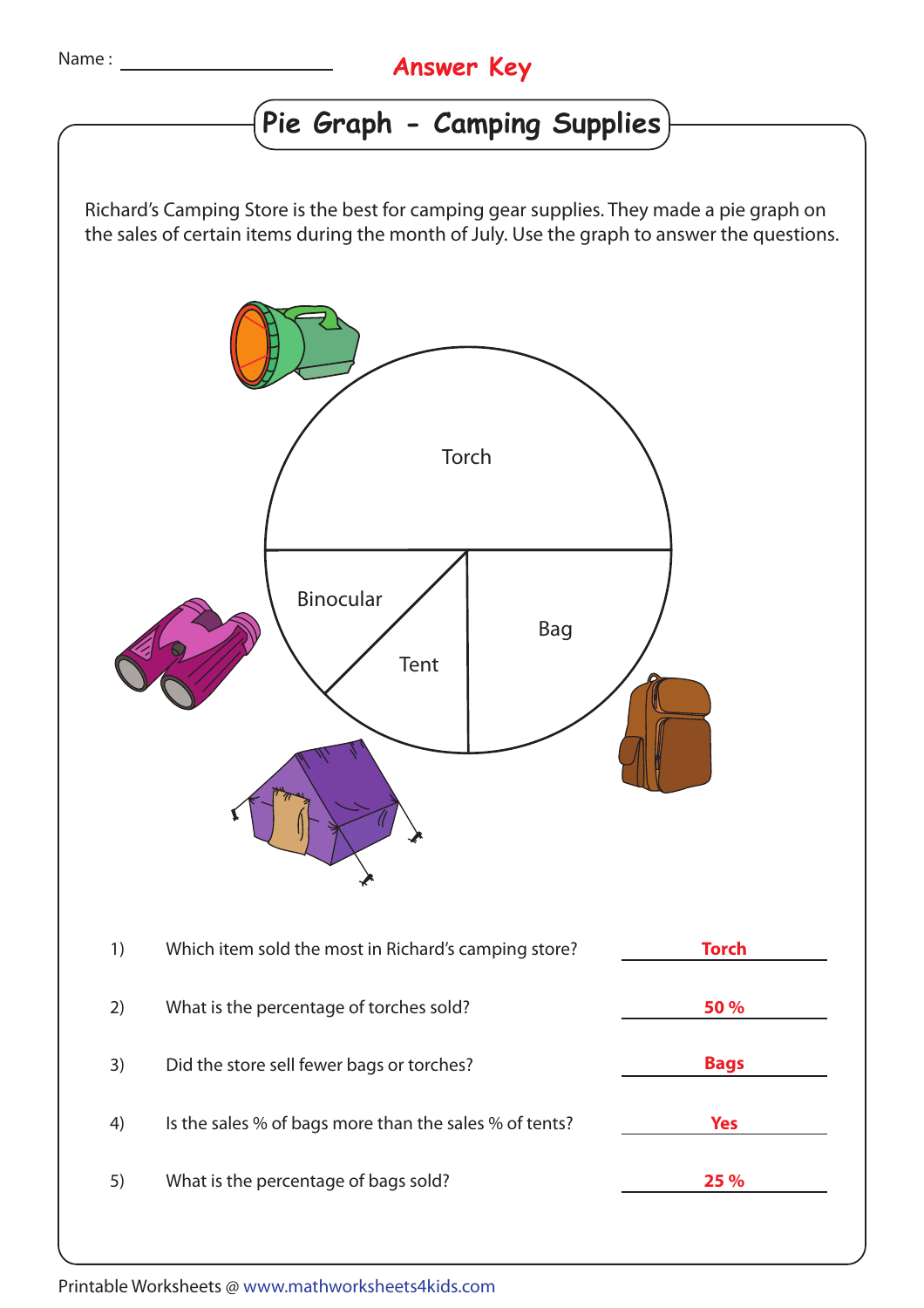Name : ____________________

**Answer Key**

# Pie Graph - Camping Supplies

Richard's Camping Store is the best for camping gear supplies. They made a pie graph on the sales of certain items during the month of July. Use the graph to answer the questions.

Torch

Binocular

Tent

Bag

1) Which item sold the most in Richard's camping store? **Torch**

2) What is the percentage of torches sold? **50 %**

3) Did the store sell fewer bags or torches? **Bags**

4) Is the sales % of bags more than the sales % of tents? **Yes**

5) What is the percentage of bags sold? **25 %**

Printable Worksheets @ www.mathworksheets4kids.com